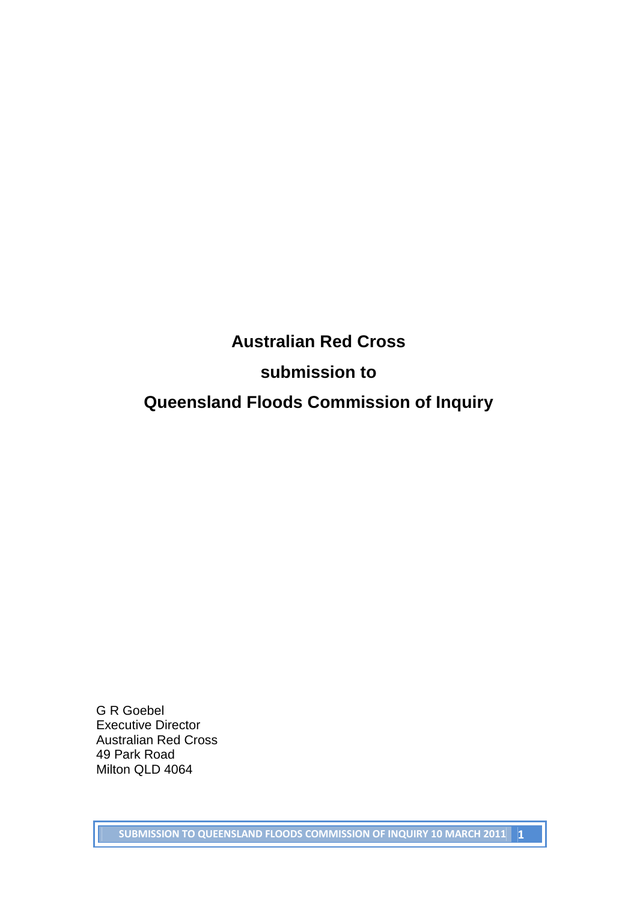# Australian Red Cross

# submission to

# Queensland Floods Commission of Inquiry

G R Goebel
Executive Director
Australian Red Cross
49 Park Road
Milton QLD 4064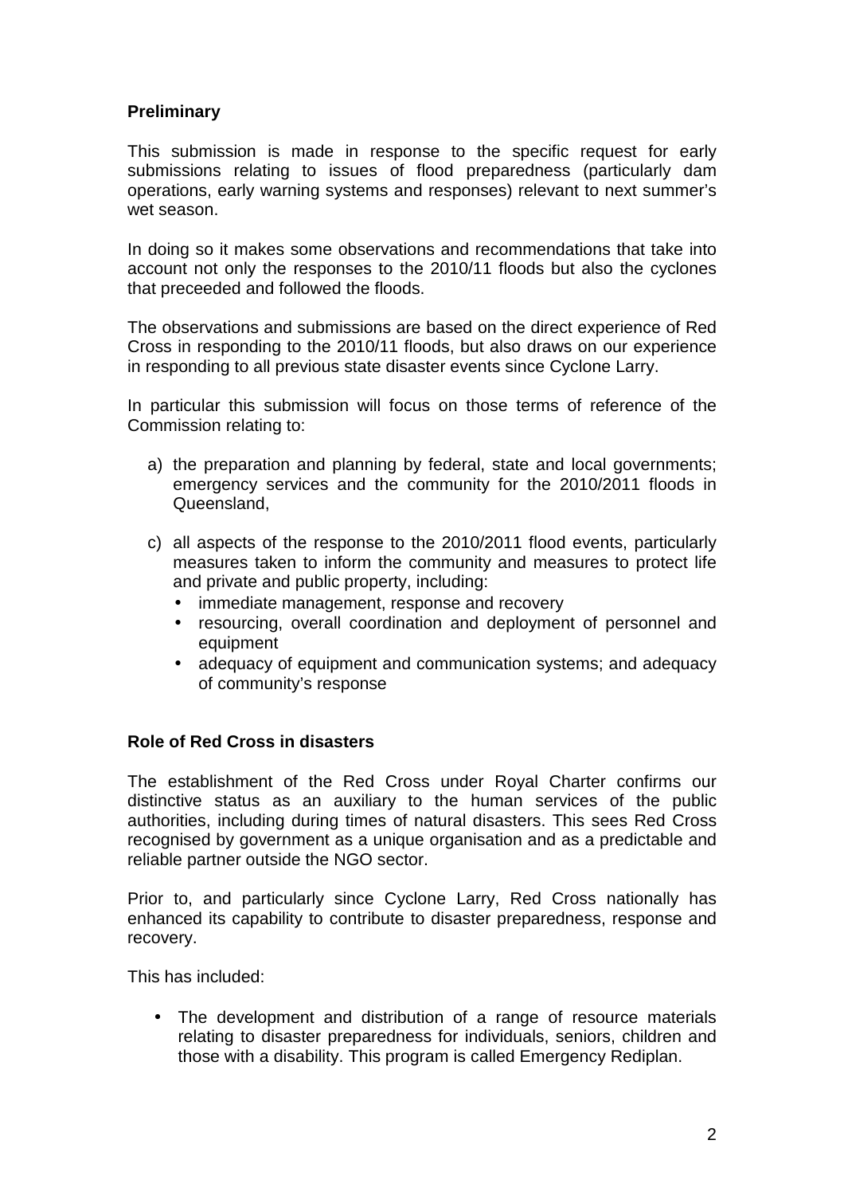**Preliminary**

This submission is made in response to the specific request for early submissions relating to issues of flood preparedness (particularly dam operations, early warning systems and responses) relevant to next summer's wet season.

In doing so it makes some observations and recommendations that take into account not only the responses to the 2010/11 floods but also the cyclones that preceeded and followed the floods.

The observations and submissions are based on the direct experience of Red Cross in responding to the 2010/11 floods, but also draws on our experience in responding to all previous state disaster events since Cyclone Larry.

In particular this submission will focus on those terms of reference of the Commission relating to:

a) the preparation and planning by federal, state and local governments; emergency services and the community for the 2010/2011 floods in Queensland,

c) all aspects of the response to the 2010/2011 flood events, particularly measures taken to inform the community and measures to protect life and private and public property, including:
   - immediate management, response and recovery
   - resourcing, overall coordination and deployment of personnel and equipment
   - adequacy of equipment and communication systems; and adequacy of community's response

**Role of Red Cross in disasters**

The establishment of the Red Cross under Royal Charter confirms our distinctive status as an auxiliary to the human services of the public authorities, including during times of natural disasters. This sees Red Cross recognised by government as a unique organisation and as a predictable and reliable partner outside the NGO sector.

Prior to, and particularly since Cyclone Larry, Red Cross nationally has enhanced its capability to contribute to disaster preparedness, response and recovery.

This has included:

- The development and distribution of a range of resource materials relating to disaster preparedness for individuals, seniors, children and those with a disability. This program is called Emergency Rediplan.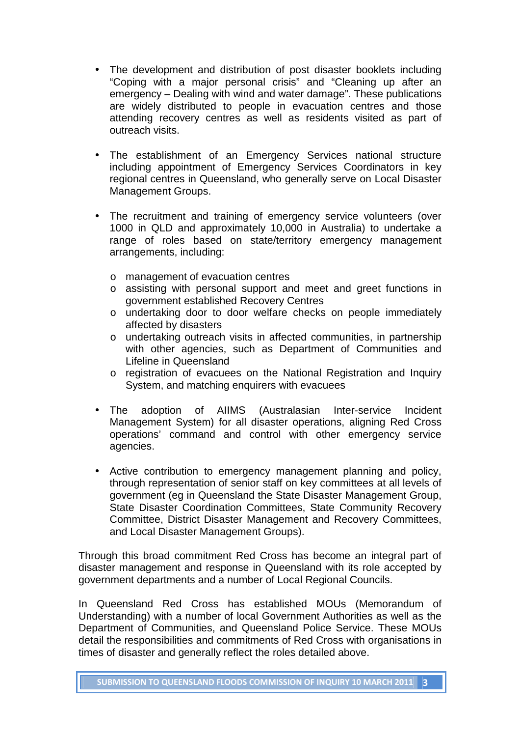- The development and distribution of post disaster booklets including "Coping with a major personal crisis" and "Cleaning up after an emergency – Dealing with wind and water damage". These publications are widely distributed to people in evacuation centres and those attending recovery centres as well as residents visited as part of outreach visits.

- The establishment of an Emergency Services national structure including appointment of Emergency Services Coordinators in key regional centres in Queensland, who generally serve on Local Disaster Management Groups.

- The recruitment and training of emergency service volunteers (over 1000 in QLD and approximately 10,000 in Australia) to undertake a range of roles based on state/territory emergency management arrangements, including:

  - management of evacuation centres
  - assisting with personal support and meet and greet functions in government established Recovery Centres
  - undertaking door to door welfare checks on people immediately affected by disasters
  - undertaking outreach visits in affected communities, in partnership with other agencies, such as Department of Communities and Lifeline in Queensland
  - registration of evacuees on the National Registration and Inquiry System, and matching enquirers with evacuees

- The adoption of AIIMS (Australasian Inter-service Incident Management System) for all disaster operations, aligning Red Cross operations' command and control with other emergency service agencies.

- Active contribution to emergency management planning and policy, through representation of senior staff on key committees at all levels of government (eg in Queensland the State Disaster Management Group, State Disaster Coordination Committees, State Community Recovery Committee, District Disaster Management and Recovery Committees, and Local Disaster Management Groups).

Through this broad commitment Red Cross has become an integral part of disaster management and response in Queensland with its role accepted by government departments and a number of Local Regional Councils.

In Queensland Red Cross has established MOUs (Memorandum of Understanding) with a number of local Government Authorities as well as the Department of Communities, and Queensland Police Service. These MOUs detail the responsibilities and commitments of Red Cross with organisations in times of disaster and generally reflect the roles detailed above.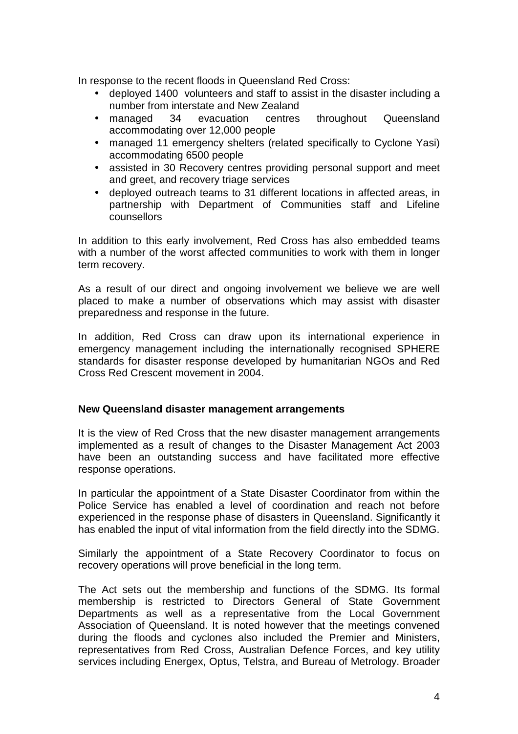In response to the recent floods in Queensland Red Cross:

- deployed 1400 volunteers and staff to assist in the disaster including a number from interstate and New Zealand
- managed 34 evacuation centres throughout Queensland accommodating over 12,000 people
- managed 11 emergency shelters (related specifically to Cyclone Yasi) accommodating 6500 people
- assisted in 30 Recovery centres providing personal support and meet and greet, and recovery triage services
- deployed outreach teams to 31 different locations in affected areas, in partnership with Department of Communities staff and Lifeline counsellors

In addition to this early involvement, Red Cross has also embedded teams with a number of the worst affected communities to work with them in longer term recovery.

As a result of our direct and ongoing involvement we believe we are well placed to make a number of observations which may assist with disaster preparedness and response in the future.

In addition, Red Cross can draw upon its international experience in emergency management including the internationally recognised SPHERE standards for disaster response developed by humanitarian NGOs and Red Cross Red Crescent movement in 2004.

**New Queensland disaster management arrangements**

It is the view of Red Cross that the new disaster management arrangements implemented as a result of changes to the Disaster Management Act 2003 have been an outstanding success and have facilitated more effective response operations.

In particular the appointment of a State Disaster Coordinator from within the Police Service has enabled a level of coordination and reach not before experienced in the response phase of disasters in Queensland. Significantly it has enabled the input of vital information from the field directly into the SDMG.

Similarly the appointment of a State Recovery Coordinator to focus on recovery operations will prove beneficial in the long term.

The Act sets out the membership and functions of the SDMG. Its formal membership is restricted to Directors General of State Government Departments as well as a representative from the Local Government Association of Queensland. It is noted however that the meetings convened during the floods and cyclones also included the Premier and Ministers, representatives from Red Cross, Australian Defence Forces, and key utility services including Energex, Optus, Telstra, and Bureau of Metrology. Broader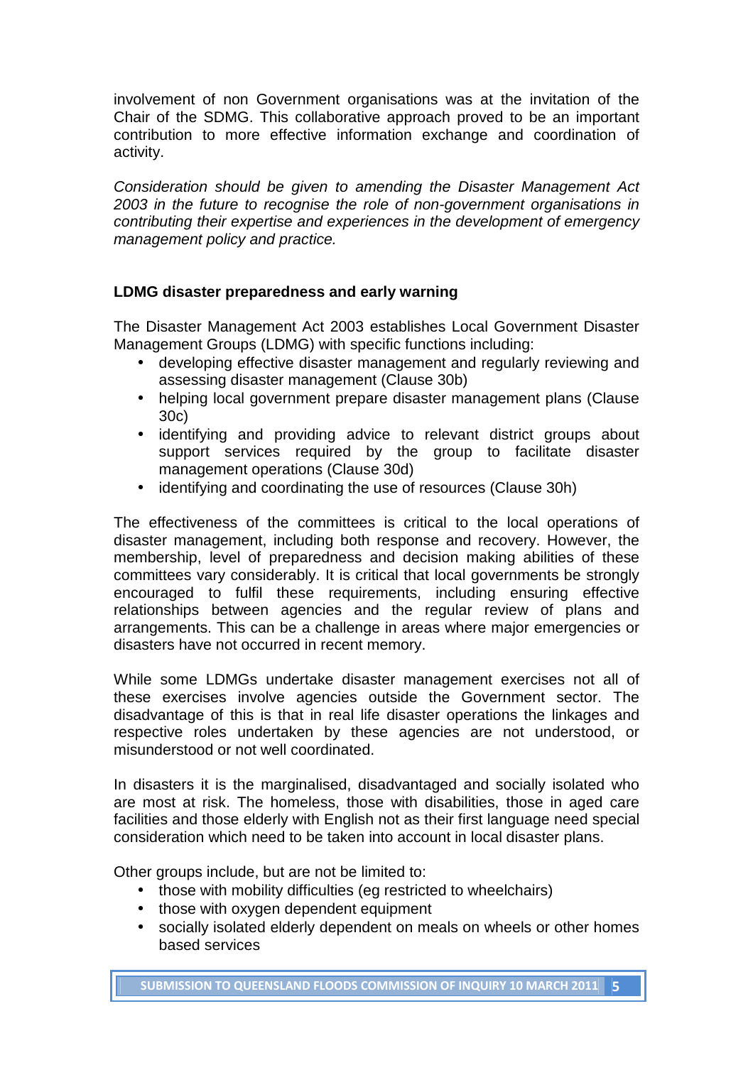involvement of non Government organisations was at the invitation of the Chair of the SDMG. This collaborative approach proved to be an important contribution to more effective information exchange and coordination of activity.

*Consideration should be given to amending the Disaster Management Act 2003 in the future to recognise the role of non-government organisations in contributing their expertise and experiences in the development of emergency management policy and practice.*

**LDMG disaster preparedness and early warning**

The Disaster Management Act 2003 establishes Local Government Disaster Management Groups (LDMG) with specific functions including:

- developing effective disaster management and regularly reviewing and assessing disaster management (Clause 30b)
- helping local government prepare disaster management plans (Clause 30c)
- identifying and providing advice to relevant district groups about support services required by the group to facilitate disaster management operations (Clause 30d)
- identifying and coordinating the use of resources (Clause 30h)

The effectiveness of the committees is critical to the local operations of disaster management, including both response and recovery. However, the membership, level of preparedness and decision making abilities of these committees vary considerably. It is critical that local governments be strongly encouraged to fulfil these requirements, including ensuring effective relationships between agencies and the regular review of plans and arrangements. This can be a challenge in areas where major emergencies or disasters have not occurred in recent memory.

While some LDMGs undertake disaster management exercises not all of these exercises involve agencies outside the Government sector. The disadvantage of this is that in real life disaster operations the linkages and respective roles undertaken by these agencies are not understood, or misunderstood or not well coordinated.

In disasters it is the marginalised, disadvantaged and socially isolated who are most at risk. The homeless, those with disabilities, those in aged care facilities and those elderly with English not as their first language need special consideration which need to be taken into account in local disaster plans.

Other groups include, but are not be limited to:

- those with mobility difficulties (eg restricted to wheelchairs)
- those with oxygen dependent equipment
- socially isolated elderly dependent on meals on wheels or other homes based services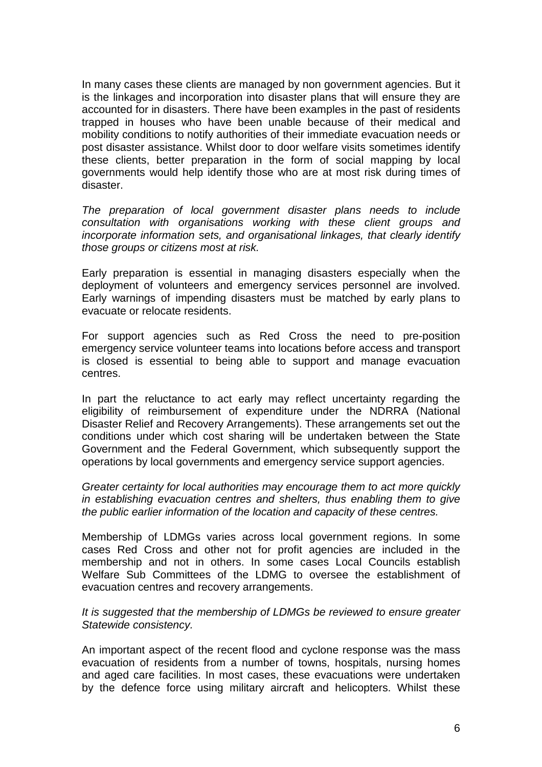In many cases these clients are managed by non government agencies. But it is the linkages and incorporation into disaster plans that will ensure they are accounted for in disasters. There have been examples in the past of residents trapped in houses who have been unable because of their medical and mobility conditions to notify authorities of their immediate evacuation needs or post disaster assistance. Whilst door to door welfare visits sometimes identify these clients, better preparation in the form of social mapping by local governments would help identify those who are at most risk during times of disaster.

*The preparation of local government disaster plans needs to include consultation with organisations working with these client groups and incorporate information sets, and organisational linkages, that clearly identify those groups or citizens most at risk.*

Early preparation is essential in managing disasters especially when the deployment of volunteers and emergency services personnel are involved. Early warnings of impending disasters must be matched by early plans to evacuate or relocate residents.

For support agencies such as Red Cross the need to pre-position emergency service volunteer teams into locations before access and transport is closed is essential to being able to support and manage evacuation centres.

In part the reluctance to act early may reflect uncertainty regarding the eligibility of reimbursement of expenditure under the NDRRA (National Disaster Relief and Recovery Arrangements). These arrangements set out the conditions under which cost sharing will be undertaken between the State Government and the Federal Government, which subsequently support the operations by local governments and emergency service support agencies.

*Greater certainty for local authorities may encourage them to act more quickly in establishing evacuation centres and shelters, thus enabling them to give the public earlier information of the location and capacity of these centres.*

Membership of LDMGs varies across local government regions. In some cases Red Cross and other not for profit agencies are included in the membership and not in others. In some cases Local Councils establish Welfare Sub Committees of the LDMG to oversee the establishment of evacuation centres and recovery arrangements.

*It is suggested that the membership of LDMGs be reviewed to ensure greater Statewide consistency.*

An important aspect of the recent flood and cyclone response was the mass evacuation of residents from a number of towns, hospitals, nursing homes and aged care facilities. In most cases, these evacuations were undertaken by the defence force using military aircraft and helicopters. Whilst these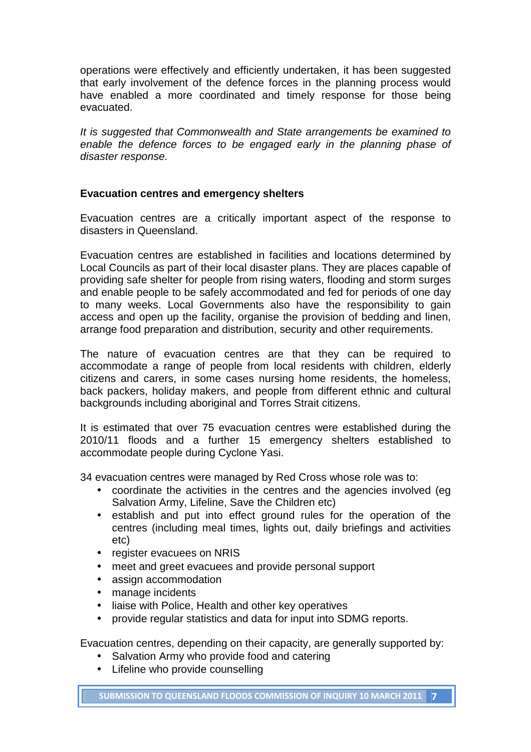operations were effectively and efficiently undertaken, it has been suggested that early involvement of the defence forces in the planning process would have enabled a more coordinated and timely response for those being evacuated.

*It is suggested that Commonwealth and State arrangements be examined to enable the defence forces to be engaged early in the planning phase of disaster response.*

**Evacuation centres and emergency shelters**

Evacuation centres are a critically important aspect of the response to disasters in Queensland.

Evacuation centres are established in facilities and locations determined by Local Councils as part of their local disaster plans. They are places capable of providing safe shelter for people from rising waters, flooding and storm surges and enable people to be safely accommodated and fed for periods of one day to many weeks. Local Governments also have the responsibility to gain access and open up the facility, organise the provision of bedding and linen, arrange food preparation and distribution, security and other requirements.

The nature of evacuation centres are that they can be required to accommodate a range of people from local residents with children, elderly citizens and carers, in some cases nursing home residents, the homeless, back packers, holiday makers, and people from different ethnic and cultural backgrounds including aboriginal and Torres Strait citizens.

It is estimated that over 75 evacuation centres were established during the 2010/11 floods and a further 15 emergency shelters established to accommodate people during Cyclone Yasi.

34 evacuation centres were managed by Red Cross whose role was to:

- coordinate the activities in the centres and the agencies involved (eg Salvation Army, Lifeline, Save the Children etc)
- establish and put into effect ground rules for the operation of the centres (including meal times, lights out, daily briefings and activities etc)
- register evacuees on NRIS
- meet and greet evacuees and provide personal support
- assign accommodation
- manage incidents
- liaise with Police, Health and other key operatives
- provide regular statistics and data for input into SDMG reports.

Evacuation centres, depending on their capacity, are generally supported by:

- Salvation Army who provide food and catering
- Lifeline who provide counselling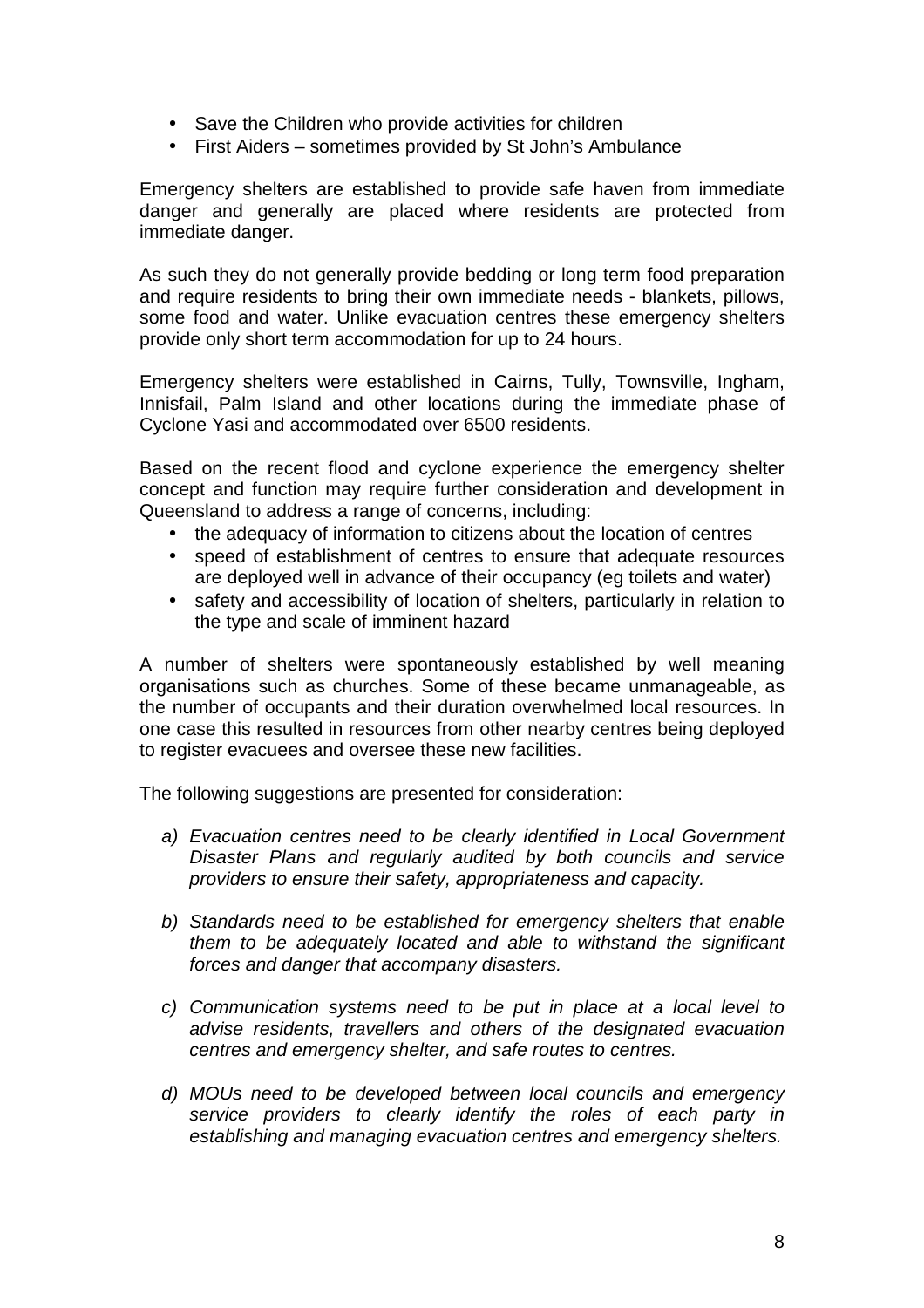- Save the Children who provide activities for children
- First Aiders – sometimes provided by St John's Ambulance

Emergency shelters are established to provide safe haven from immediate danger and generally are placed where residents are protected from immediate danger.

As such they do not generally provide bedding or long term food preparation and require residents to bring their own immediate needs - blankets, pillows, some food and water. Unlike evacuation centres these emergency shelters provide only short term accommodation for up to 24 hours.

Emergency shelters were established in Cairns, Tully, Townsville, Ingham, Innisfail, Palm Island and other locations during the immediate phase of Cyclone Yasi and accommodated over 6500 residents.

Based on the recent flood and cyclone experience the emergency shelter concept and function may require further consideration and development in Queensland to address a range of concerns, including:

- the adequacy of information to citizens about the location of centres
- speed of establishment of centres to ensure that adequate resources are deployed well in advance of their occupancy (eg toilets and water)
- safety and accessibility of location of shelters, particularly in relation to the type and scale of imminent hazard

A number of shelters were spontaneously established by well meaning organisations such as churches. Some of these became unmanageable, as the number of occupants and their duration overwhelmed local resources. In one case this resulted in resources from other nearby centres being deployed to register evacuees and oversee these new facilities.

The following suggestions are presented for consideration:

a) *Evacuation centres need to be clearly identified in Local Government Disaster Plans and regularly audited by both councils and service providers to ensure their safety, appropriateness and capacity.*

b) *Standards need to be established for emergency shelters that enable them to be adequately located and able to withstand the significant forces and danger that accompany disasters.*

c) *Communication systems need to be put in place at a local level to advise residents, travellers and others of the designated evacuation centres and emergency shelter, and safe routes to centres.*

d) *MOUs need to be developed between local councils and emergency service providers to clearly identify the roles of each party in establishing and managing evacuation centres and emergency shelters.*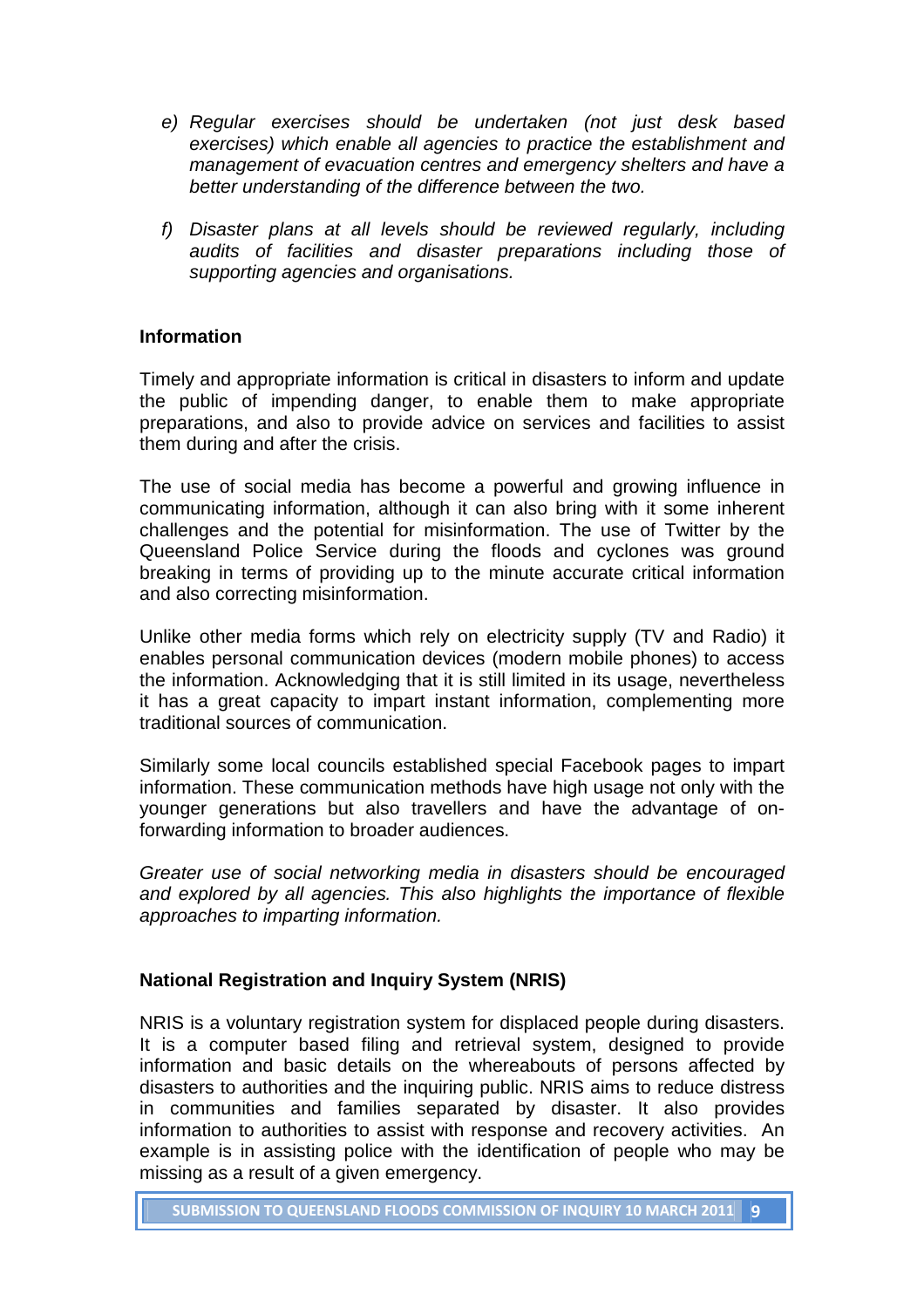e) *Regular exercises should be undertaken (not just desk based exercises) which enable all agencies to practice the establishment and management of evacuation centres and emergency shelters and have a better understanding of the difference between the two.*

f) *Disaster plans at all levels should be reviewed regularly, including audits of facilities and disaster preparations including those of supporting agencies and organisations.*

**Information**

Timely and appropriate information is critical in disasters to inform and update the public of impending danger, to enable them to make appropriate preparations, and also to provide advice on services and facilities to assist them during and after the crisis.

The use of social media has become a powerful and growing influence in communicating information, although it can also bring with it some inherent challenges and the potential for misinformation. The use of Twitter by the Queensland Police Service during the floods and cyclones was ground breaking in terms of providing up to the minute accurate critical information and also correcting misinformation.

Unlike other media forms which rely on electricity supply (TV and Radio) it enables personal communication devices (modern mobile phones) to access the information. Acknowledging that it is still limited in its usage, nevertheless it has a great capacity to impart instant information, complementing more traditional sources of communication.

Similarly some local councils established special Facebook pages to impart information. These communication methods have high usage not only with the younger generations but also travellers and have the advantage of on-forwarding information to broader audiences.

*Greater use of social networking media in disasters should be encouraged and explored by all agencies. This also highlights the importance of flexible approaches to imparting information.*

**National Registration and Inquiry System (NRIS)**

NRIS is a voluntary registration system for displaced people during disasters. It is a computer based filing and retrieval system, designed to provide information and basic details on the whereabouts of persons affected by disasters to authorities and the inquiring public. NRIS aims to reduce distress in communities and families separated by disaster. It also provides information to authorities to assist with response and recovery activities. An example is in assisting police with the identification of people who may be missing as a result of a given emergency.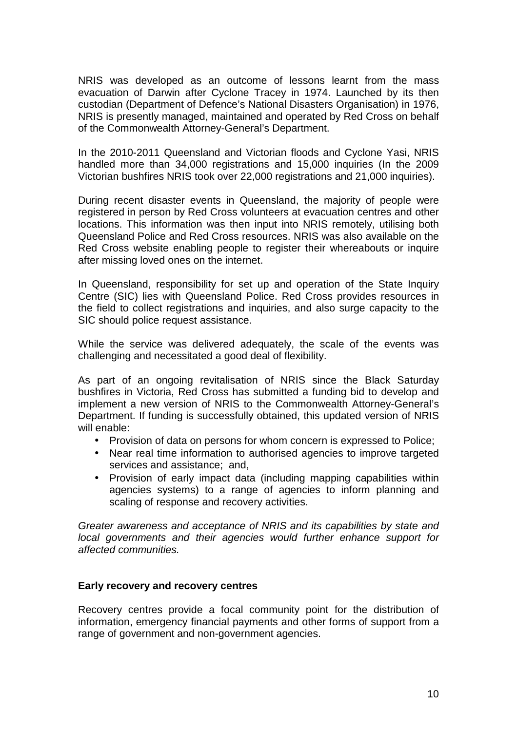NRIS was developed as an outcome of lessons learnt from the mass evacuation of Darwin after Cyclone Tracey in 1974. Launched by its then custodian (Department of Defence's National Disasters Organisation) in 1976, NRIS is presently managed, maintained and operated by Red Cross on behalf of the Commonwealth Attorney-General's Department.

In the 2010-2011 Queensland and Victorian floods and Cyclone Yasi, NRIS handled more than 34,000 registrations and 15,000 inquiries (In the 2009 Victorian bushfires NRIS took over 22,000 registrations and 21,000 inquiries).

During recent disaster events in Queensland, the majority of people were registered in person by Red Cross volunteers at evacuation centres and other locations. This information was then input into NRIS remotely, utilising both Queensland Police and Red Cross resources. NRIS was also available on the Red Cross website enabling people to register their whereabouts or inquire after missing loved ones on the internet.

In Queensland, responsibility for set up and operation of the State Inquiry Centre (SIC) lies with Queensland Police. Red Cross provides resources in the field to collect registrations and inquiries, and also surge capacity to the SIC should police request assistance.

While the service was delivered adequately, the scale of the events was challenging and necessitated a good deal of flexibility.

As part of an ongoing revitalisation of NRIS since the Black Saturday bushfires in Victoria, Red Cross has submitted a funding bid to develop and implement a new version of NRIS to the Commonwealth Attorney-General's Department. If funding is successfully obtained, this updated version of NRIS will enable:

- Provision of data on persons for whom concern is expressed to Police;
- Near real time information to authorised agencies to improve targeted services and assistance; and,
- Provision of early impact data (including mapping capabilities within agencies systems) to a range of agencies to inform planning and scaling of response and recovery activities.

*Greater awareness and acceptance of NRIS and its capabilities by state and local governments and their agencies would further enhance support for affected communities.*

**Early recovery and recovery centres**

Recovery centres provide a focal community point for the distribution of information, emergency financial payments and other forms of support from a range of government and non-government agencies.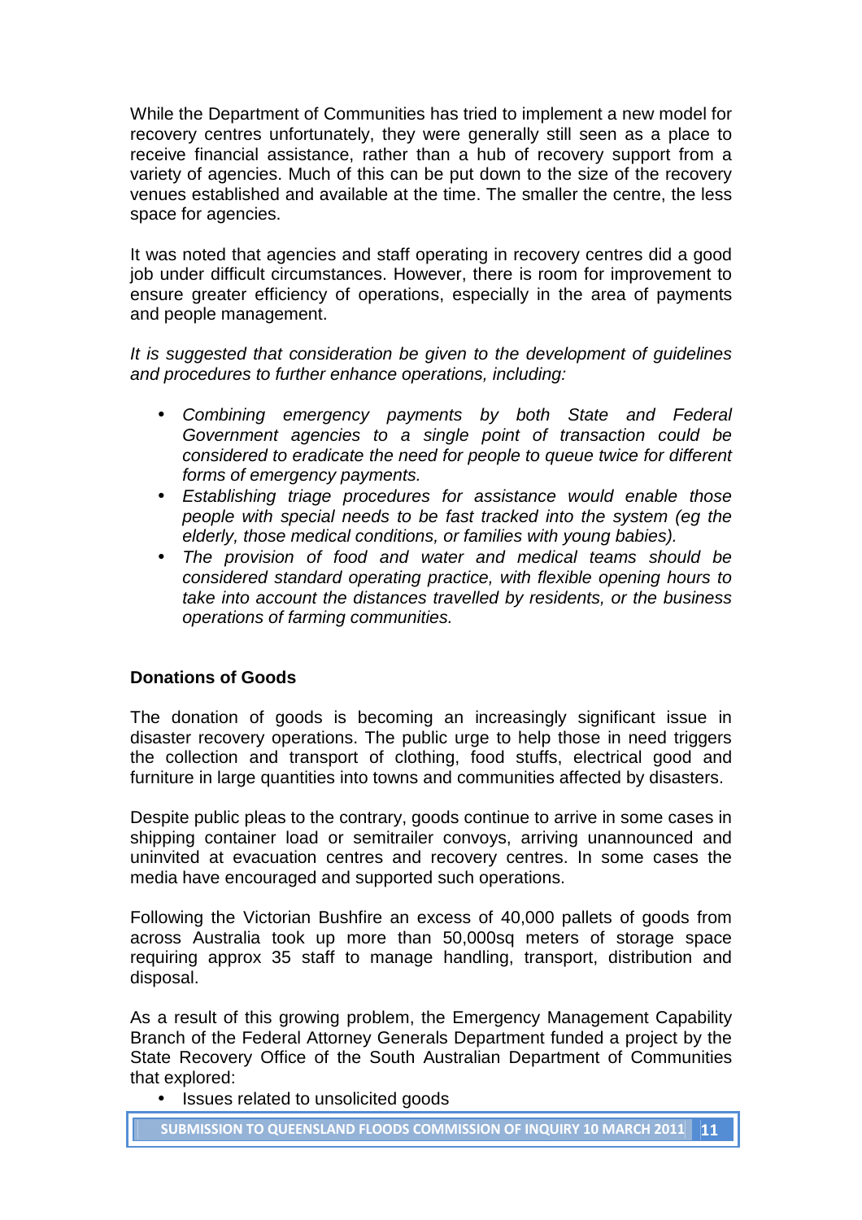While the Department of Communities has tried to implement a new model for recovery centres unfortunately, they were generally still seen as a place to receive financial assistance, rather than a hub of recovery support from a variety of agencies. Much of this can be put down to the size of the recovery venues established and available at the time. The smaller the centre, the less space for agencies.

It was noted that agencies and staff operating in recovery centres did a good job under difficult circumstances. However, there is room for improvement to ensure greater efficiency of operations, especially in the area of payments and people management.

*It is suggested that consideration be given to the development of guidelines and procedures to further enhance operations, including:*

- *Combining emergency payments by both State and Federal Government agencies to a single point of transaction could be considered to eradicate the need for people to queue twice for different forms of emergency payments.*
- *Establishing triage procedures for assistance would enable those people with special needs to be fast tracked into the system (eg the elderly, those medical conditions, or families with young babies).*
- *The provision of food and water and medical teams should be considered standard operating practice, with flexible opening hours to take into account the distances travelled by residents, or the business operations of farming communities.*

**Donations of Goods**

The donation of goods is becoming an increasingly significant issue in disaster recovery operations. The public urge to help those in need triggers the collection and transport of clothing, food stuffs, electrical good and furniture in large quantities into towns and communities affected by disasters.

Despite public pleas to the contrary, goods continue to arrive in some cases in shipping container load or semitrailer convoys, arriving unannounced and uninvited at evacuation centres and recovery centres. In some cases the media have encouraged and supported such operations.

Following the Victorian Bushfire an excess of 40,000 pallets of goods from across Australia took up more than 50,000sq meters of storage space requiring approx 35 staff to manage handling, transport, distribution and disposal.

As a result of this growing problem, the Emergency Management Capability Branch of the Federal Attorney Generals Department funded a project by the State Recovery Office of the South Australian Department of Communities that explored:

- Issues related to unsolicited goods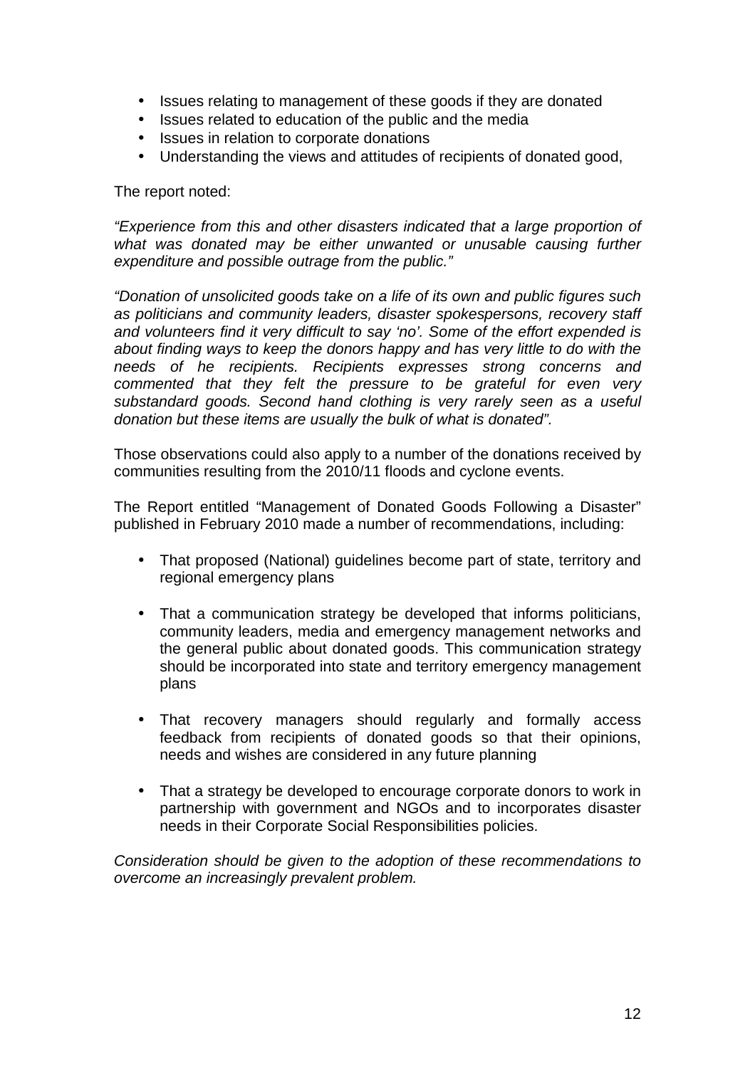- Issues relating to management of these goods if they are donated
- Issues related to education of the public and the media
- Issues in relation to corporate donations
- Understanding the views and attitudes of recipients of donated good,

The report noted:

*"Experience from this and other disasters indicated that a large proportion of what was donated may be either unwanted or unusable causing further expenditure and possible outrage from the public."*

*"Donation of unsolicited goods take on a life of its own and public figures such as politicians and community leaders, disaster spokespersons, recovery staff and volunteers find it very difficult to say 'no'. Some of the effort expended is about finding ways to keep the donors happy and has very little to do with the needs of he recipients. Recipients expresses strong concerns and commented that they felt the pressure to be grateful for even very substandard goods. Second hand clothing is very rarely seen as a useful donation but these items are usually the bulk of what is donated".*

Those observations could also apply to a number of the donations received by communities resulting from the 2010/11 floods and cyclone events.

The Report entitled "Management of Donated Goods Following a Disaster" published in February 2010 made a number of recommendations, including:

- That proposed (National) guidelines become part of state, territory and regional emergency plans

- That a communication strategy be developed that informs politicians, community leaders, media and emergency management networks and the general public about donated goods. This communication strategy should be incorporated into state and territory emergency management plans

- That recovery managers should regularly and formally access feedback from recipients of donated goods so that their opinions, needs and wishes are considered in any future planning

- That a strategy be developed to encourage corporate donors to work in partnership with government and NGOs and to incorporates disaster needs in their Corporate Social Responsibilities policies.

*Consideration should be given to the adoption of these recommendations to overcome an increasingly prevalent problem.*